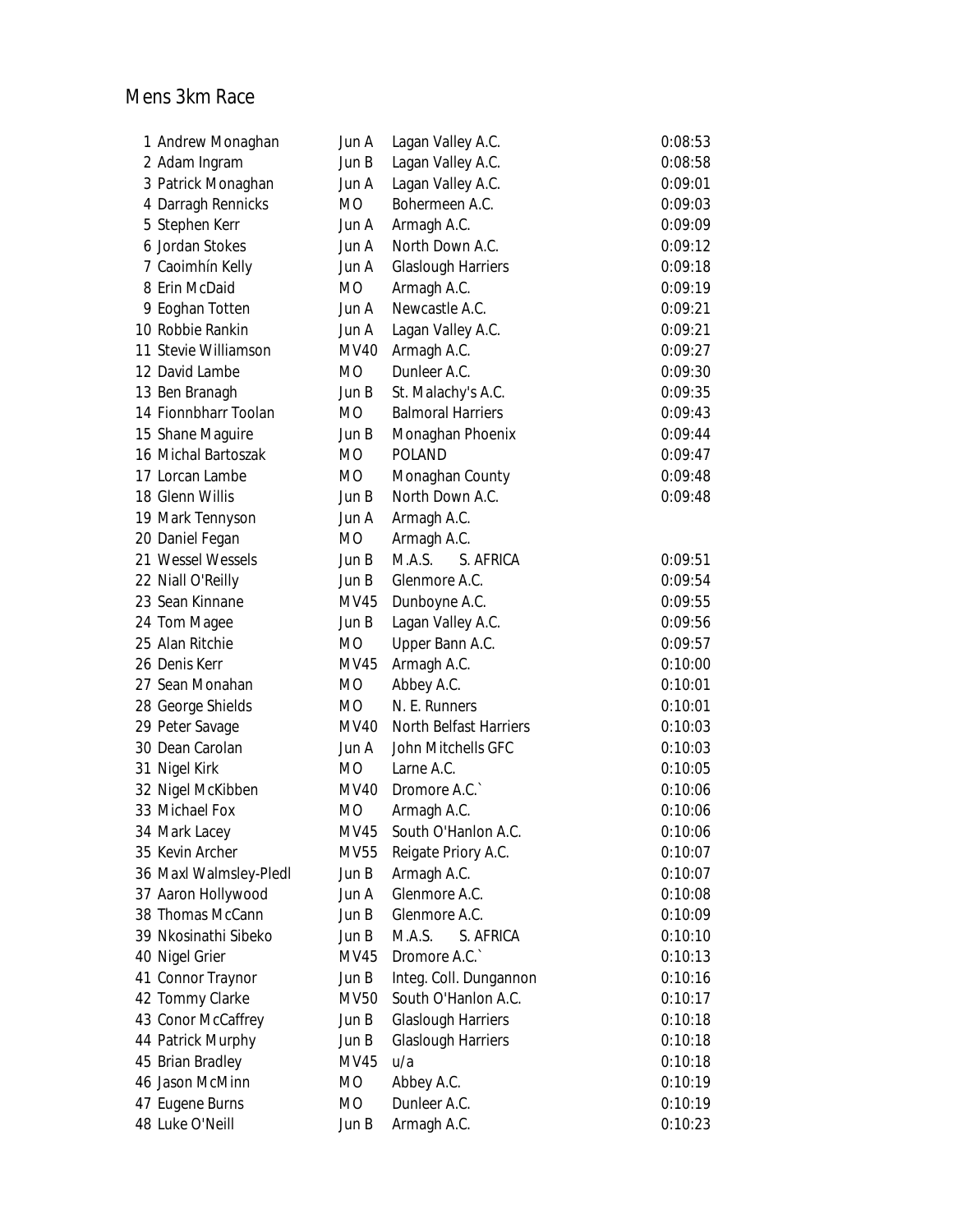# Mens 3km Race

| Pos | Name | Cat | Club | Time |
|---|---|---|---|---|
| 1 | Andrew Monaghan | Jun A | Lagan Valley A.C. | 0:08:53 |
| 2 | Adam Ingram | Jun B | Lagan Valley A.C. | 0:08:58 |
| 3 | Patrick Monaghan | Jun A | Lagan Valley A.C. | 0:09:01 |
| 4 | Darragh Rennicks | MO | Bohermeen A.C. | 0:09:03 |
| 5 | Stephen Kerr | Jun A | Armagh A.C. | 0:09:09 |
| 6 | Jordan Stokes | Jun A | North Down A.C. | 0:09:12 |
| 7 | Caoimhín Kelly | Jun A | Glaslough Harriers | 0:09:18 |
| 8 | Erin McDaid | MO | Armagh A.C. | 0:09:19 |
| 9 | Eoghan Totten | Jun A | Newcastle A.C. | 0:09:21 |
| 10 | Robbie Rankin | Jun A | Lagan Valley A.C. | 0:09:21 |
| 11 | Stevie Williamson | MV40 | Armagh A.C. | 0:09:27 |
| 12 | David Lambe | MO | Dunleer A.C. | 0:09:30 |
| 13 | Ben Branagh | Jun B | St. Malachy's A.C. | 0:09:35 |
| 14 | Fionnbharr Toolan | MO | Balmoral Harriers | 0:09:43 |
| 15 | Shane Maguire | Jun B | Monaghan Phoenix | 0:09:44 |
| 16 | Michal Bartoszak | MO | POLAND | 0:09:47 |
| 17 | Lorcan Lambe | MO | Monaghan County | 0:09:48 |
| 18 | Glenn Willis | Jun B | North Down A.C. | 0:09:48 |
| 19 | Mark Tennyson | Jun A | Armagh A.C. | |
| 20 | Daniel Fegan | MO | Armagh A.C. | |
| 21 | Wessel Wessels | Jun B | M.A.S. S. AFRICA | 0:09:51 |
| 22 | Niall O'Reilly | Jun B | Glenmore A.C. | 0:09:54 |
| 23 | Sean Kinnane | MV45 | Dunboyne A.C. | 0:09:55 |
| 24 | Tom Magee | Jun B | Lagan Valley A.C. | 0:09:56 |
| 25 | Alan Ritchie | MO | Upper Bann A.C. | 0:09:57 |
| 26 | Denis Kerr | MV45 | Armagh A.C. | 0:10:00 |
| 27 | Sean Monahan | MO | Abbey A.C. | 0:10:01 |
| 28 | George Shields | MO | N. E. Runners | 0:10:01 |
| 29 | Peter Savage | MV40 | North Belfast Harriers | 0:10:03 |
| 30 | Dean Carolan | Jun A | John Mitchells GFC | 0:10:03 |
| 31 | Nigel Kirk | MO | Larne A.C. | 0:10:05 |
| 32 | Nigel McKibben | MV40 | Dromore A.C.` | 0:10:06 |
| 33 | Michael Fox | MO | Armagh A.C. | 0:10:06 |
| 34 | Mark Lacey | MV45 | South O'Hanlon A.C. | 0:10:06 |
| 35 | Kevin Archer | MV55 | Reigate Priory A.C. | 0:10:07 |
| 36 | Maxl Walmsley-Pledl | Jun B | Armagh A.C. | 0:10:07 |
| 37 | Aaron Hollywood | Jun A | Glenmore A.C. | 0:10:08 |
| 38 | Thomas McCann | Jun B | Glenmore A.C. | 0:10:09 |
| 39 | Nkosinathi Sibeko | Jun B | M.A.S. S. AFRICA | 0:10:10 |
| 40 | Nigel Grier | MV45 | Dromore A.C.` | 0:10:13 |
| 41 | Connor Traynor | Jun B | Integ. Coll. Dungannon | 0:10:16 |
| 42 | Tommy Clarke | MV50 | South O'Hanlon A.C. | 0:10:17 |
| 43 | Conor McCaffrey | Jun B | Glaslough Harriers | 0:10:18 |
| 44 | Patrick Murphy | Jun B | Glaslough Harriers | 0:10:18 |
| 45 | Brian Bradley | MV45 | u/a | 0:10:18 |
| 46 | Jason McMinn | MO | Abbey A.C. | 0:10:19 |
| 47 | Eugene Burns | MO | Dunleer A.C. | 0:10:19 |
| 48 | Luke O'Neill | Jun B | Armagh A.C. | 0:10:23 |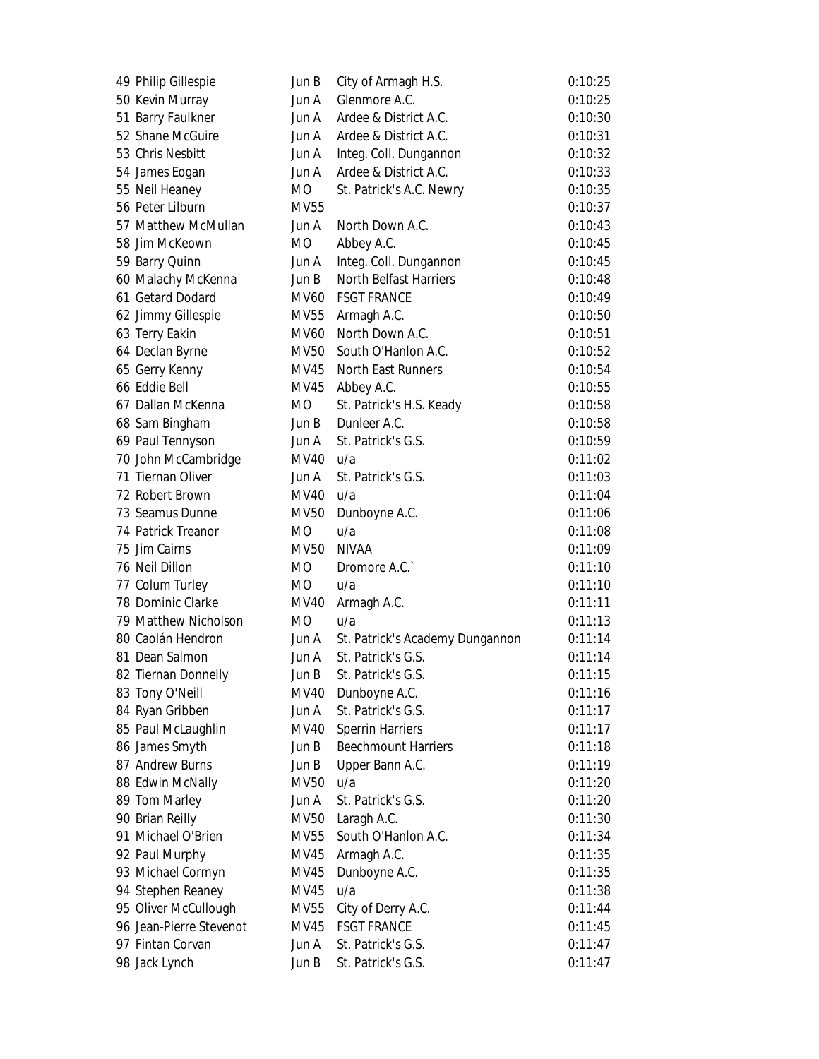| | | | | |
|---|---|---|---|---|
| 49 | Philip Gillespie | Jun B | City of Armagh H.S. | 0:10:25 |
| 50 | Kevin Murray | Jun A | Glenmore A.C. | 0:10:25 |
| 51 | Barry Faulkner | Jun A | Ardee & District A.C. | 0:10:30 |
| 52 | Shane McGuire | Jun A | Ardee & District A.C. | 0:10:31 |
| 53 | Chris Nesbitt | Jun A | Integ. Coll. Dungannon | 0:10:32 |
| 54 | James Eogan | Jun A | Ardee & District A.C. | 0:10:33 |
| 55 | Neil Heaney | MO | St. Patrick's A.C. Newry | 0:10:35 |
| 56 | Peter Lilburn | MV55 | | 0:10:37 |
| 57 | Matthew McMullan | Jun A | North Down A.C. | 0:10:43 |
| 58 | Jim McKeown | MO | Abbey A.C. | 0:10:45 |
| 59 | Barry Quinn | Jun A | Integ. Coll. Dungannon | 0:10:45 |
| 60 | Malachy McKenna | Jun B | North Belfast Harriers | 0:10:48 |
| 61 | Getard Dodard | MV60 | FSGT FRANCE | 0:10:49 |
| 62 | Jimmy Gillespie | MV55 | Armagh A.C. | 0:10:50 |
| 63 | Terry Eakin | MV60 | North Down A.C. | 0:10:51 |
| 64 | Declan Byrne | MV50 | South O'Hanlon A.C. | 0:10:52 |
| 65 | Gerry Kenny | MV45 | North East Runners | 0:10:54 |
| 66 | Eddie Bell | MV45 | Abbey A.C. | 0:10:55 |
| 67 | Dallan McKenna | MO | St. Patrick's H.S. Keady | 0:10:58 |
| 68 | Sam Bingham | Jun B | Dunleer A.C. | 0:10:58 |
| 69 | Paul Tennyson | Jun A | St. Patrick's G.S. | 0:10:59 |
| 70 | John McCambridge | MV40 | u/a | 0:11:02 |
| 71 | Tiernan Oliver | Jun A | St. Patrick's G.S. | 0:11:03 |
| 72 | Robert Brown | MV40 | u/a | 0:11:04 |
| 73 | Seamus Dunne | MV50 | Dunboyne A.C. | 0:11:06 |
| 74 | Patrick Treanor | MO | u/a | 0:11:08 |
| 75 | Jim Cairns | MV50 | NIVAA | 0:11:09 |
| 76 | Neil Dillon | MO | Dromore A.C.` | 0:11:10 |
| 77 | Colum Turley | MO | u/a | 0:11:10 |
| 78 | Dominic Clarke | MV40 | Armagh A.C. | 0:11:11 |
| 79 | Matthew Nicholson | MO | u/a | 0:11:13 |
| 80 | Caolán Hendron | Jun A | St. Patrick's Academy Dungannon | 0:11:14 |
| 81 | Dean Salmon | Jun A | St. Patrick's G.S. | 0:11:14 |
| 82 | Tiernan Donnelly | Jun B | St. Patrick's G.S. | 0:11:15 |
| 83 | Tony O'Neill | MV40 | Dunboyne A.C. | 0:11:16 |
| 84 | Ryan Gribben | Jun A | St. Patrick's G.S. | 0:11:17 |
| 85 | Paul McLaughlin | MV40 | Sperrin Harriers | 0:11:17 |
| 86 | James Smyth | Jun B | Beechmount Harriers | 0:11:18 |
| 87 | Andrew Burns | Jun B | Upper Bann A.C. | 0:11:19 |
| 88 | Edwin McNally | MV50 | u/a | 0:11:20 |
| 89 | Tom Marley | Jun A | St. Patrick's G.S. | 0:11:20 |
| 90 | Brian Reilly | MV50 | Laragh A.C. | 0:11:30 |
| 91 | Michael O'Brien | MV55 | South O'Hanlon A.C. | 0:11:34 |
| 92 | Paul Murphy | MV45 | Armagh A.C. | 0:11:35 |
| 93 | Michael Cormyn | MV45 | Dunboyne A.C. | 0:11:35 |
| 94 | Stephen Reaney | MV45 | u/a | 0:11:38 |
| 95 | Oliver McCullough | MV55 | City of Derry A.C. | 0:11:44 |
| 96 | Jean-Pierre Stevenot | MV45 | FSGT FRANCE | 0:11:45 |
| 97 | Fintan Corvan | Jun A | St. Patrick's G.S. | 0:11:47 |
| 98 | Jack Lynch | Jun B | St. Patrick's G.S. | 0:11:47 |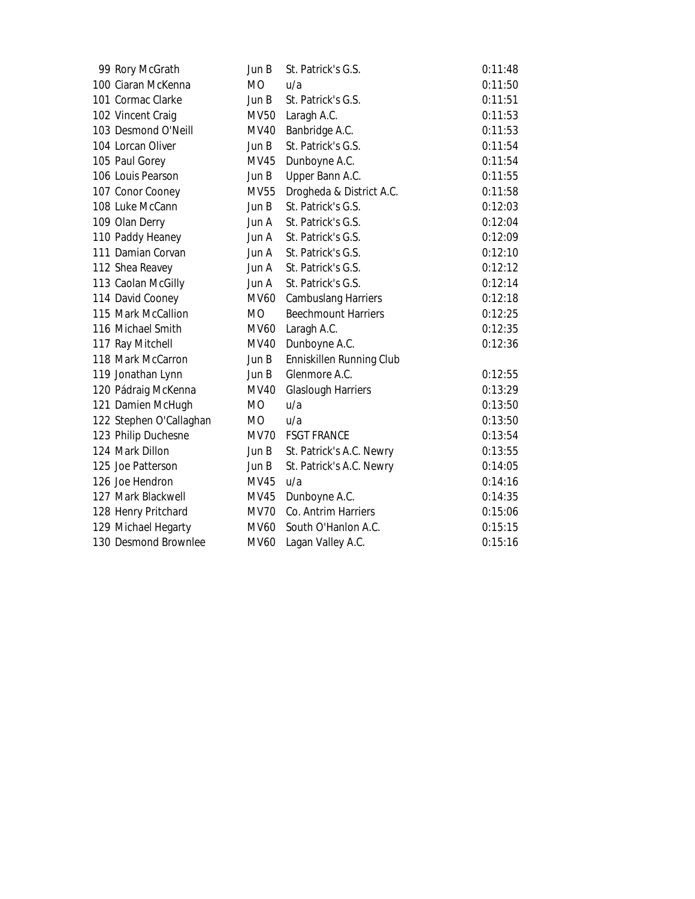| | | | | |
|---|---|---|---|---|
| 99 | Rory McGrath | Jun B | St. Patrick's G.S. | 0:11:48 |
| 100 | Ciaran McKenna | MO | u/a | 0:11:50 |
| 101 | Cormac Clarke | Jun B | St. Patrick's G.S. | 0:11:51 |
| 102 | Vincent Craig | MV50 | Laragh A.C. | 0:11:53 |
| 103 | Desmond O'Neill | MV40 | Banbridge A.C. | 0:11:53 |
| 104 | Lorcan Oliver | Jun B | St. Patrick's G.S. | 0:11:54 |
| 105 | Paul Gorey | MV45 | Dunboyne A.C. | 0:11:54 |
| 106 | Louis Pearson | Jun B | Upper Bann A.C. | 0:11:55 |
| 107 | Conor Cooney | MV55 | Drogheda & District A.C. | 0:11:58 |
| 108 | Luke McCann | Jun B | St. Patrick's G.S. | 0:12:03 |
| 109 | Olan Derry | Jun A | St. Patrick's G.S. | 0:12:04 |
| 110 | Paddy Heaney | Jun A | St. Patrick's G.S. | 0:12:09 |
| 111 | Damian Corvan | Jun A | St. Patrick's G.S. | 0:12:10 |
| 112 | Shea Reavey | Jun A | St. Patrick's G.S. | 0:12:12 |
| 113 | Caolan McGilly | Jun A | St. Patrick's G.S. | 0:12:14 |
| 114 | David Cooney | MV60 | Cambuslang Harriers | 0:12:18 |
| 115 | Mark McCallion | MO | Beechmount Harriers | 0:12:25 |
| 116 | Michael Smith | MV60 | Laragh A.C. | 0:12:35 |
| 117 | Ray Mitchell | MV40 | Dunboyne A.C. | 0:12:36 |
| 118 | Mark McCarron | Jun B | Enniskillen Running Club | |
| 119 | Jonathan Lynn | Jun B | Glenmore A.C. | 0:12:55 |
| 120 | Pádraig McKenna | MV40 | Glaslough Harriers | 0:13:29 |
| 121 | Damien McHugh | MO | u/a | 0:13:50 |
| 122 | Stephen O'Callaghan | MO | u/a | 0:13:50 |
| 123 | Philip Duchesne | MV70 | FSGT FRANCE | 0:13:54 |
| 124 | Mark Dillon | Jun B | St. Patrick's A.C. Newry | 0:13:55 |
| 125 | Joe Patterson | Jun B | St. Patrick's A.C. Newry | 0:14:05 |
| 126 | Joe Hendron | MV45 | u/a | 0:14:16 |
| 127 | Mark Blackwell | MV45 | Dunboyne A.C. | 0:14:35 |
| 128 | Henry Pritchard | MV70 | Co. Antrim Harriers | 0:15:06 |
| 129 | Michael Hegarty | MV60 | South O'Hanlon A.C. | 0:15:15 |
| 130 | Desmond Brownlee | MV60 | Lagan Valley A.C. | 0:15:16 |